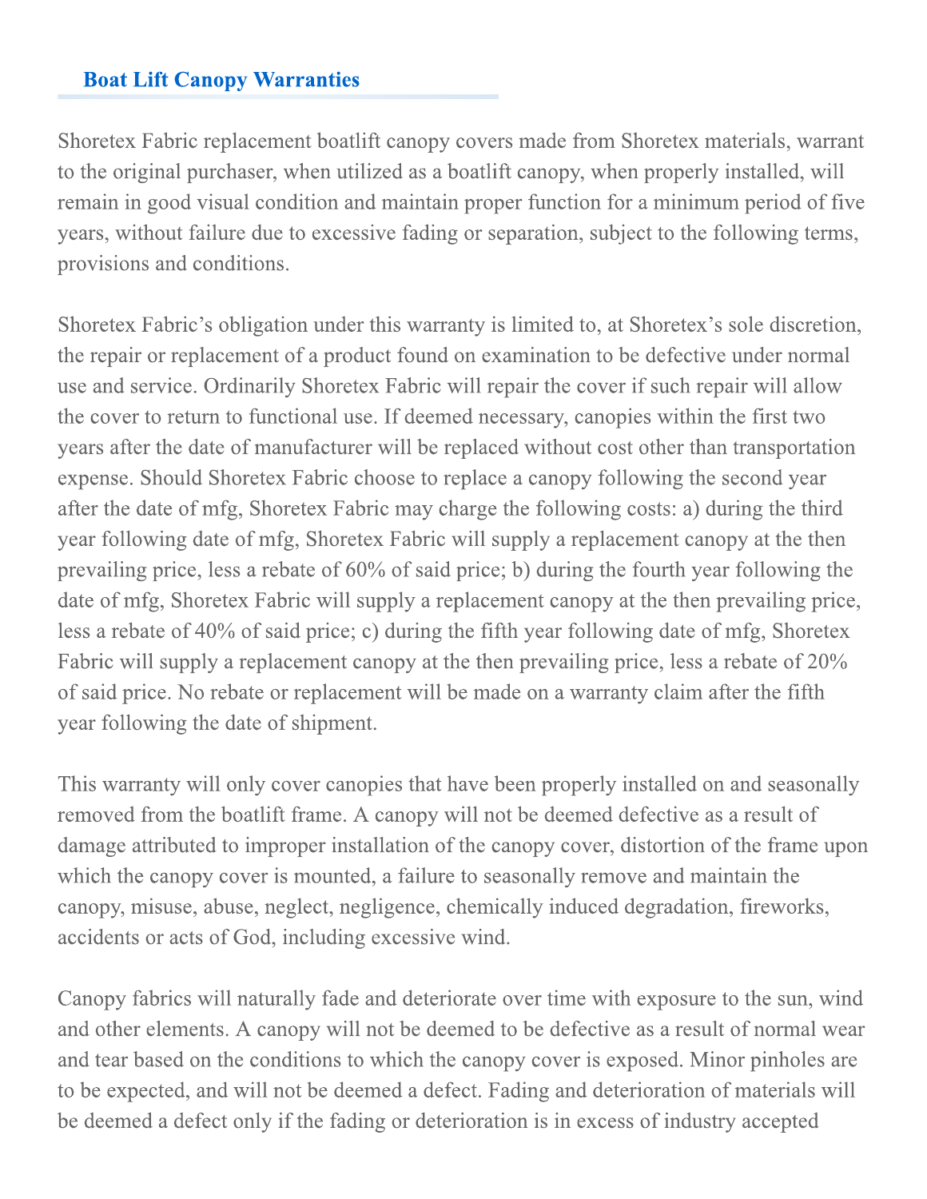## Boat Lift Canopy Warranties

Shoretex Fabric replacement boatlift canopy covers made from Shoretex materials, warrant to the original purchaser, when utilized as a boatlift canopy, when properly installed, will remain in good visual condition and maintain proper function for a minimum period of five years, without failure due to excessive fading or separation, subject to the following terms, provisions and conditions.

Shoretex Fabric's obligation under this warranty is limited to, at Shoretex's sole discretion, the repair or replacement of a product found on examination to be defective under normal use and service. Ordinarily Shoretex Fabric will repair the cover if such repair will allow the cover to return to functional use. If deemed necessary, canopies within the first two years after the date of manufacturer will be replaced without cost other than transportation expense. Should Shoretex Fabric choose to replace a canopy following the second year after the date of mfg, Shoretex Fabric may charge the following costs: a) during the third year following date of mfg, Shoretex Fabric will supply a replacement canopy at the then prevailing price, less a rebate of 60% of said price; b) during the fourth year following the date of mfg, Shoretex Fabric will supply a replacement canopy at the then prevailing price, less a rebate of 40% of said price; c) during the fifth year following date of mfg, Shoretex Fabric will supply a replacement canopy at the then prevailing price, less a rebate of 20% of said price. No rebate or replacement will be made on a warranty claim after the fifth year following the date of shipment.

This warranty will only cover canopies that have been properly installed on and seasonally removed from the boatlift frame. A canopy will not be deemed defective as a result of damage attributed to improper installation of the canopy cover, distortion of the frame upon which the canopy cover is mounted, a failure to seasonally remove and maintain the canopy, misuse, abuse, neglect, negligence, chemically induced degradation, fireworks, accidents or acts of God, including excessive wind.

Canopy fabrics will naturally fade and deteriorate over time with exposure to the sun, wind and other elements. A canopy will not be deemed to be defective as a result of normal wear and tear based on the conditions to which the canopy cover is exposed. Minor pinholes are to be expected, and will not be deemed a defect. Fading and deterioration of materials will be deemed a defect only if the fading or deterioration is in excess of industry accepted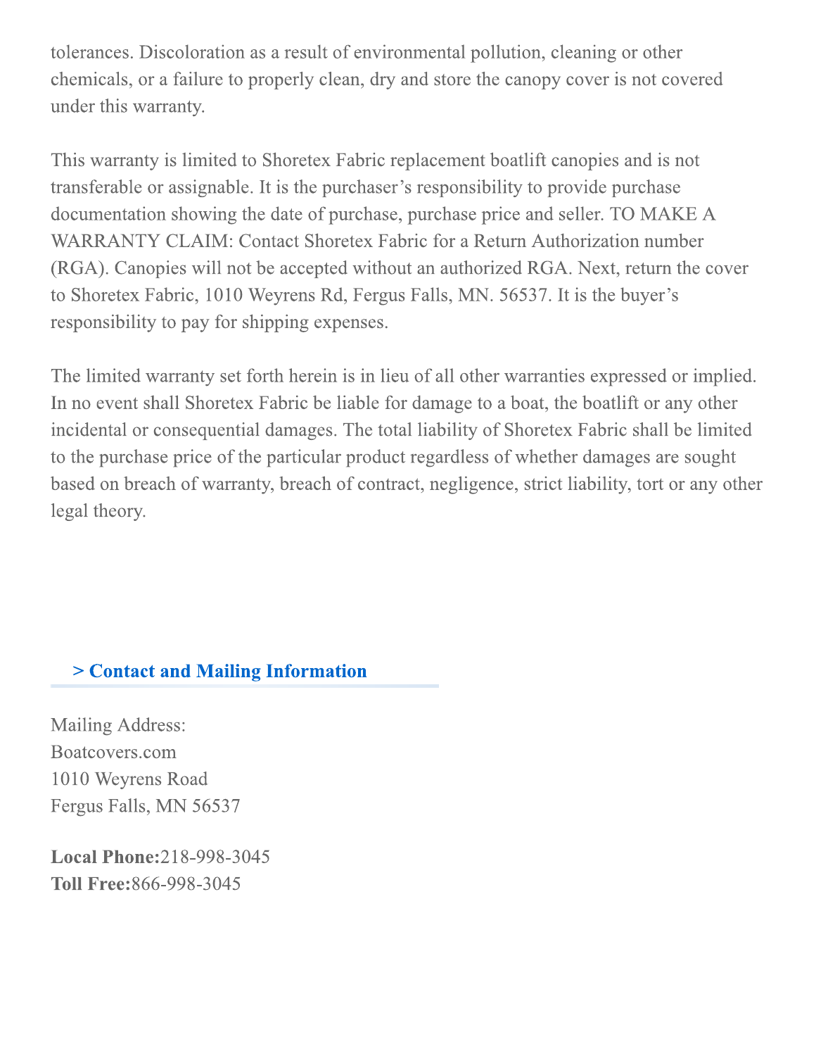tolerances. Discoloration as a result of environmental pollution, cleaning or other chemicals, or a failure to properly clean, dry and store the canopy cover is not covered under this warranty.

This warranty is limited to Shoretex Fabric replacement boatlift canopies and is not transferable or assignable. It is the purchaser's responsibility to provide purchase documentation showing the date of purchase, purchase price and seller. TO MAKE A WARRANTY CLAIM: Contact Shoretex Fabric for a Return Authorization number (RGA). Canopies will not be accepted without an authorized RGA. Next, return the cover to Shoretex Fabric, 1010 Weyrens Rd, Fergus Falls, MN. 56537. It is the buyer's responsibility to pay for shipping expenses.

The limited warranty set forth herein is in lieu of all other warranties expressed or implied. In no event shall Shoretex Fabric be liable for damage to a boat, the boatlift or any other incidental or consequential damages. The total liability of Shoretex Fabric shall be limited to the purchase price of the particular product regardless of whether damages are sought based on breach of warranty, breach of contract, negligence, strict liability, tort or any other legal theory.

## > Contact and Mailing Information

Mailing Address:
Boatcovers.com
1010 Weyrens Road
Fergus Falls, MN 56537

**Local Phone:**218-998-3045
**Toll Free:**866-998-3045